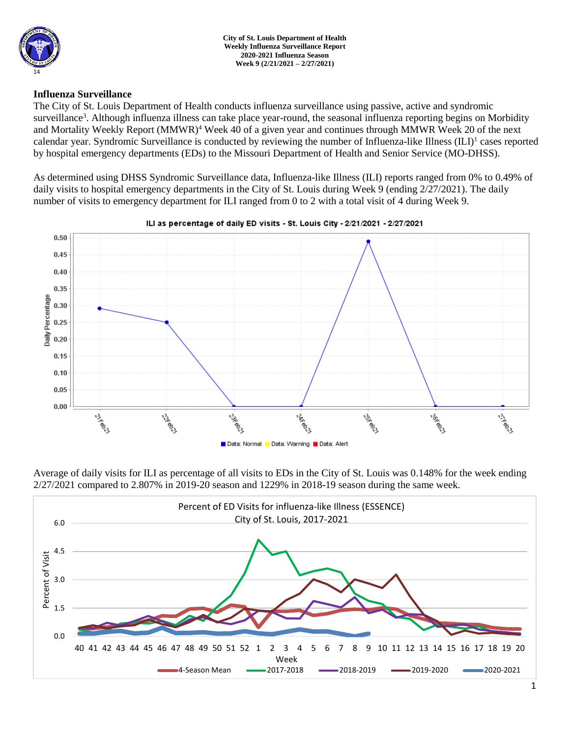**City of St. Louis Department of Health**
**Weekly Influenza Surveillance Report**
**2020-2021 Influenza Season**
**Week 9 (2/21/2021 – 2/27/2021)**

## Influenza Surveillance

The City of St. Louis Department of Health conducts influenza surveillance using passive, active and syndromic surveillance[3]. Although influenza illness can take place year-round, the seasonal influenza reporting begins on Morbidity and Mortality Weekly Report (MMWR)[4] Week 40 of a given year and continues through MMWR Week 20 of the next calendar year. Syndromic Surveillance is conducted by reviewing the number of Influenza-like Illness (ILI)[1] cases reported by hospital emergency departments (EDs) to the Missouri Department of Health and Senior Service (MO-DHSS).

As determined using DHSS Syndromic Surveillance data, Influenza-like Illness (ILI) reports ranged from 0% to 0.49% of daily visits to hospital emergency departments in the City of St. Louis during Week 9 (ending 2/27/2021). The daily number of visits to emergency department for ILI ranged from 0 to 2 with a total visit of 4 during Week 9.

Average of daily visits for ILI as percentage of all visits to EDs in the City of St. Louis was 0.148% for the week ending 2/27/2021 compared to 2.807% in 2019-20 season and 1229% in 2018-19 season during the same week.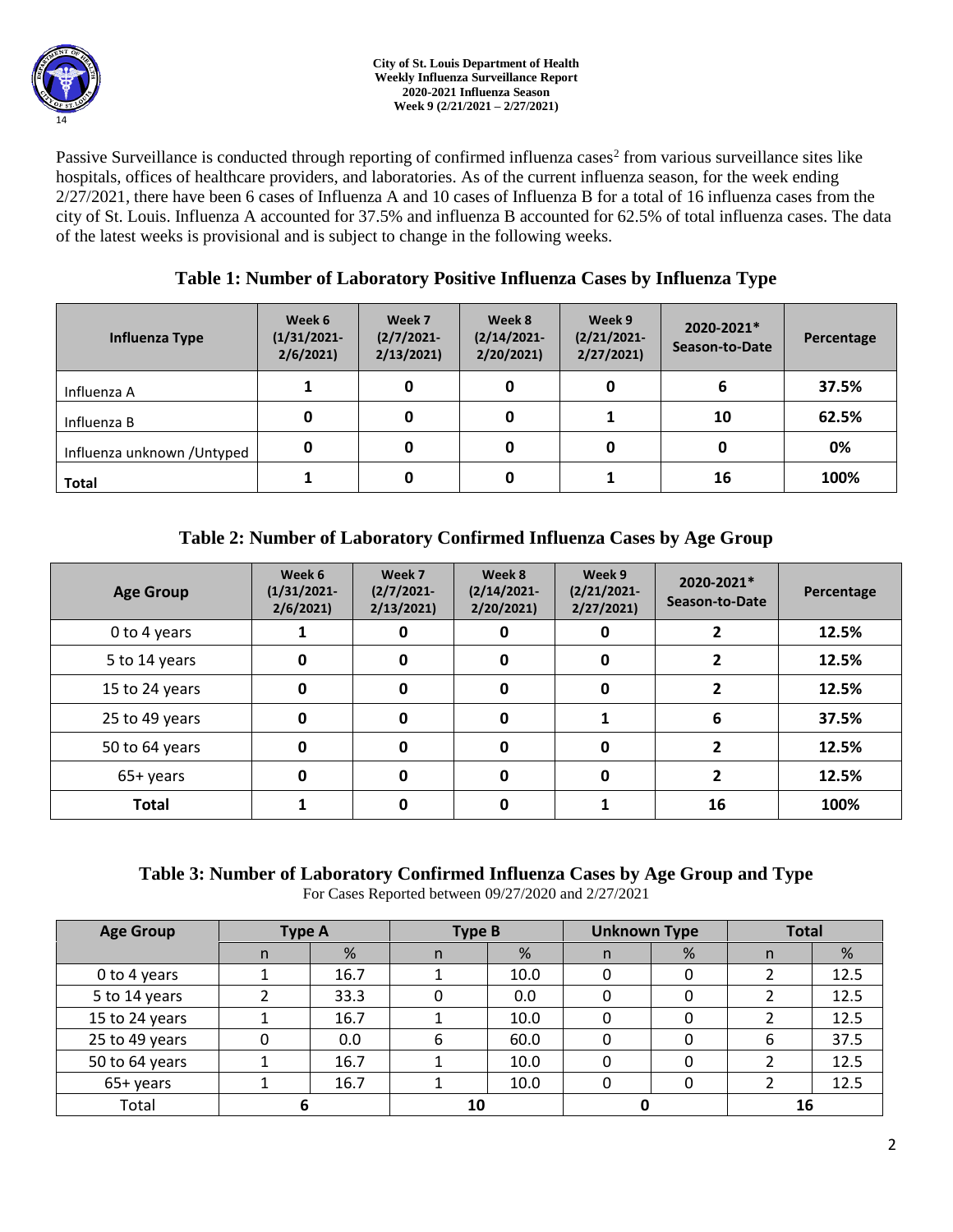Passive Surveillance is conducted through reporting of confirmed influenza cases[2] from various surveillance sites like hospitals, offices of healthcare providers, and laboratories. As of the current influenza season, for the week ending 2/27/2021, there have been 6 cases of Influenza A and 10 cases of Influenza B for a total of 16 influenza cases from the city of St. Louis. Influenza A accounted for 37.5% and influenza B accounted for 62.5% of total influenza cases. The data of the latest weeks is provisional and is subject to change in the following weeks.

## Table 1: Number of Laboratory Positive Influenza Cases by Influenza Type

| Influenza Type | Week 6 (1/31/2021-2/6/2021) | Week 7 (2/7/2021-2/13/2021) | Week 8 (2/14/2021-2/20/2021) | Week 9 (2/21/2021-2/27/2021) | 2020-2021* Season-to-Date | Percentage |
|---|---|---|---|---|---|---|
| Influenza A | **1** | **0** | **0** | **0** | **6** | **37.5%** |
| Influenza B | **0** | **0** | **0** | **1** | **10** | **62.5%** |
| Influenza unknown /Untyped | **0** | **0** | **0** | **0** | **0** | **0%** |
| **Total** | **1** | **0** | **0** | **1** | **16** | **100%** |

## Table 2: Number of Laboratory Confirmed Influenza Cases by Age Group

| Age Group | Week 6 (1/31/2021-2/6/2021) | Week 7 (2/7/2021-2/13/2021) | Week 8 (2/14/2021-2/20/2021) | Week 9 (2/21/2021-2/27/2021) | 2020-2021* Season-to-Date | Percentage |
|---|---|---|---|---|---|---|
| 0 to 4 years | **1** | **0** | **0** | **0** | **2** | **12.5%** |
| 5 to 14 years | **0** | **0** | **0** | **0** | **2** | **12.5%** |
| 15 to 24 years | **0** | **0** | **0** | **0** | **2** | **12.5%** |
| 25 to 49 years | **0** | **0** | **0** | **1** | **6** | **37.5%** |
| 50 to 64 years | **0** | **0** | **0** | **0** | **2** | **12.5%** |
| 65+ years | **0** | **0** | **0** | **0** | **2** | **12.5%** |
| **Total** | **1** | **0** | **0** | **1** | **16** | **100%** |

## Table 3: Number of Laboratory Confirmed Influenza Cases by Age Group and Type

For Cases Reported between 09/27/2020 and 2/27/2021

| Age Group | Type A | | Type B | | Unknown Type | | Total | |
|---|---|---|---|---|---|---|---|---|
| | n | % | n | % | n | % | n | % |
| 0 to 4 years | 1 | 16.7 | 1 | 10.0 | 0 | 0 | 2 | 12.5 |
| 5 to 14 years | 2 | 33.3 | 0 | 0.0 | 0 | 0 | 2 | 12.5 |
| 15 to 24 years | 1 | 16.7 | 1 | 10.0 | 0 | 0 | 2 | 12.5 |
| 25 to 49 years | 0 | 0.0 | 6 | 60.0 | 0 | 0 | 6 | 37.5 |
| 50 to 64 years | 1 | 16.7 | 1 | 10.0 | 0 | 0 | 2 | 12.5 |
| 65+ years | 1 | 16.7 | 1 | 10.0 | 0 | 0 | 2 | 12.5 |
| Total | **6** | | **10** | | **0** | | **16** | |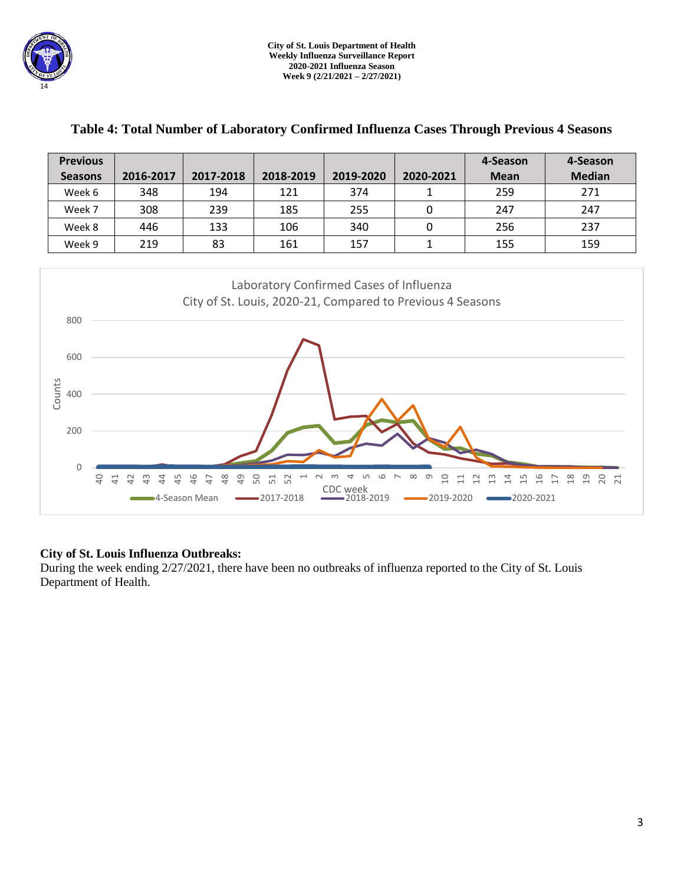## Table 4: Total Number of Laboratory Confirmed Influenza Cases Through Previous 4 Seasons

| Previous Seasons | 2016-2017 | 2017-2018 | 2018-2019 | 2019-2020 | 2020-2021 | 4-Season Mean | 4-Season Median |
|---|---|---|---|---|---|---|---|
| Week 6 | 348 | 194 | 121 | 374 | 1 | 259 | 271 |
| Week 7 | 308 | 239 | 185 | 255 | 0 | 247 | 247 |
| Week 8 | 446 | 133 | 106 | 340 | 0 | 256 | 237 |
| Week 9 | 219 | 83 | 161 | 157 | 1 | 155 | 159 |

Laboratory Confirmed Cases of Influenza
City of St. Louis, 2020-21, Compared to Previous 4 Seasons

**City of St. Louis Influenza Outbreaks:**
During the week ending 2/27/2021, there have been no outbreaks of influenza reported to the City of St. Louis Department of Health.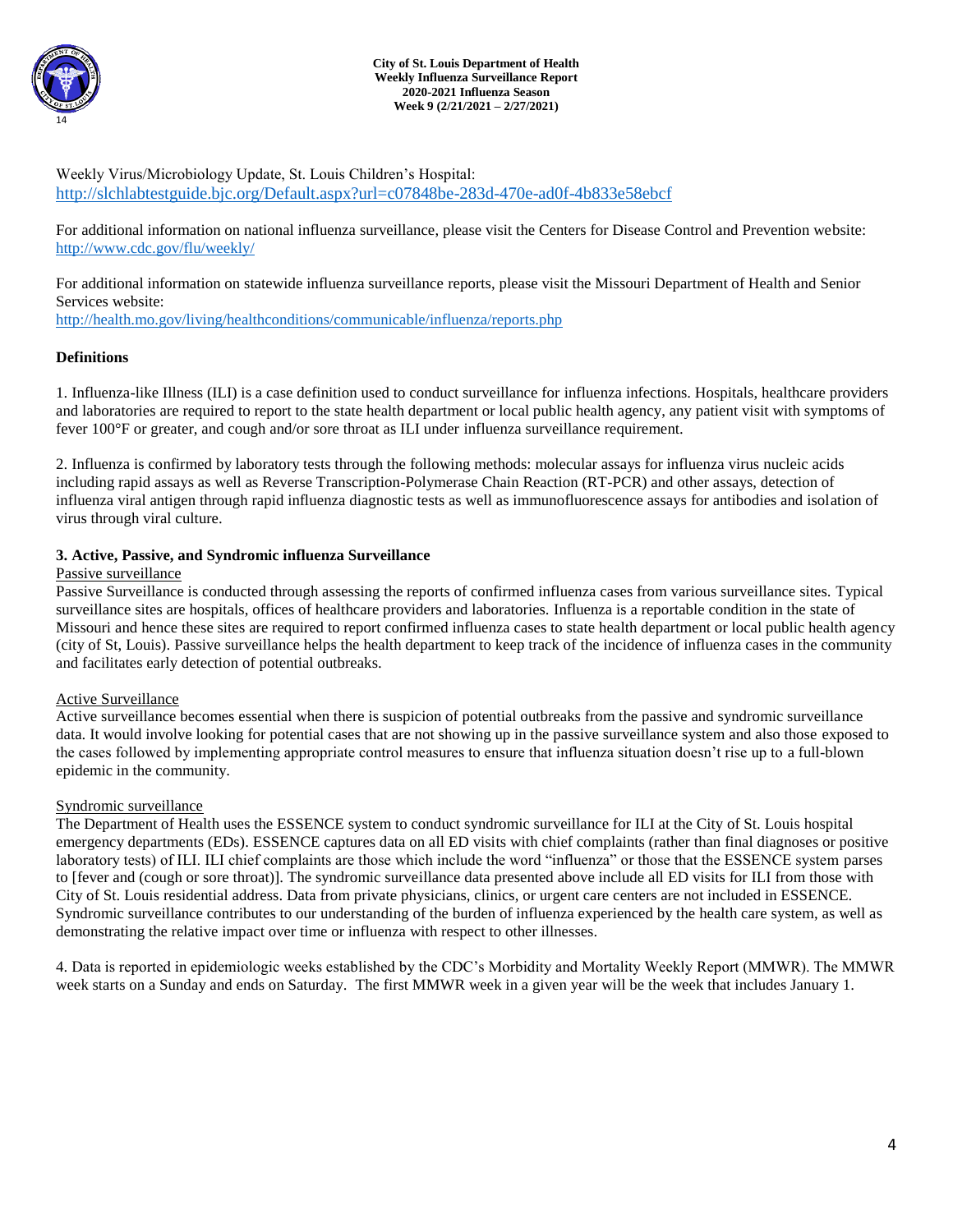Weekly Virus/Microbiology Update, St. Louis Children's Hospital:
http://slchlabtestguide.bjc.org/Default.aspx?url=c07848be-283d-470e-ad0f-4b833e58ebcf

For additional information on national influenza surveillance, please visit the Centers for Disease Control and Prevention website:
http://www.cdc.gov/flu/weekly/

For additional information on statewide influenza surveillance reports, please visit the Missouri Department of Health and Senior Services website:
http://health.mo.gov/living/healthconditions/communicable/influenza/reports.php

**Definitions**

1. Influenza-like Illness (ILI) is a case definition used to conduct surveillance for influenza infections. Hospitals, healthcare providers and laboratories are required to report to the state health department or local public health agency, any patient visit with symptoms of fever 100°F or greater, and cough and/or sore throat as ILI under influenza surveillance requirement.

2. Influenza is confirmed by laboratory tests through the following methods: molecular assays for influenza virus nucleic acids including rapid assays as well as Reverse Transcription-Polymerase Chain Reaction (RT-PCR) and other assays, detection of influenza viral antigen through rapid influenza diagnostic tests as well as immunofluorescence assays for antibodies and isolation of virus through viral culture.

**3. Active, Passive, and Syndromic influenza Surveillance**

Passive surveillance

Passive Surveillance is conducted through assessing the reports of confirmed influenza cases from various surveillance sites. Typical surveillance sites are hospitals, offices of healthcare providers and laboratories. Influenza is a reportable condition in the state of Missouri and hence these sites are required to report confirmed influenza cases to state health department or local public health agency (city of St, Louis). Passive surveillance helps the health department to keep track of the incidence of influenza cases in the community and facilitates early detection of potential outbreaks.

Active Surveillance

Active surveillance becomes essential when there is suspicion of potential outbreaks from the passive and syndromic surveillance data. It would involve looking for potential cases that are not showing up in the passive surveillance system and also those exposed to the cases followed by implementing appropriate control measures to ensure that influenza situation doesn't rise up to a full-blown epidemic in the community.

Syndromic surveillance

The Department of Health uses the ESSENCE system to conduct syndromic surveillance for ILI at the City of St. Louis hospital emergency departments (EDs). ESSENCE captures data on all ED visits with chief complaints (rather than final diagnoses or positive laboratory tests) of ILI. ILI chief complaints are those which include the word "influenza" or those that the ESSENCE system parses to [fever and (cough or sore throat)]. The syndromic surveillance data presented above include all ED visits for ILI from those with City of St. Louis residential address. Data from private physicians, clinics, or urgent care centers are not included in ESSENCE. Syndromic surveillance contributes to our understanding of the burden of influenza experienced by the health care system, as well as demonstrating the relative impact over time or influenza with respect to other illnesses.

4. Data is reported in epidemiologic weeks established by the CDC's Morbidity and Mortality Weekly Report (MMWR). The MMWR week starts on a Sunday and ends on Saturday. The first MMWR week in a given year will be the week that includes January 1.